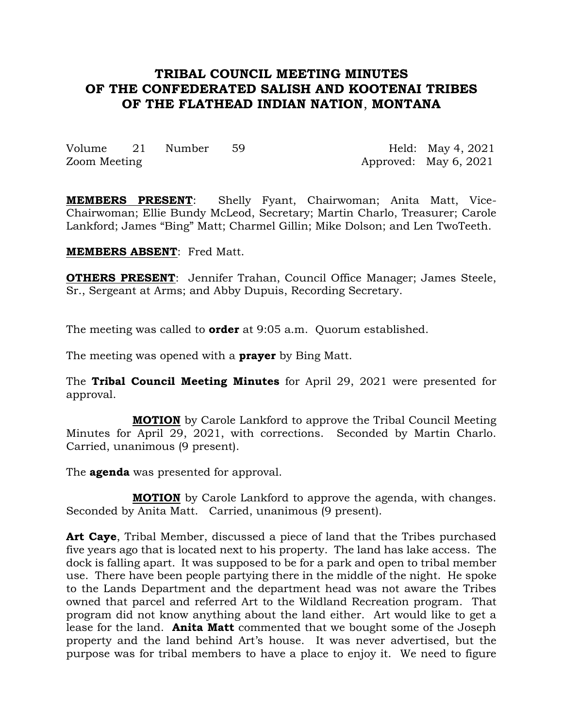# TRIBAL COUNCIL MEETING MINUTES OF THE CONFEDERATED SALISH AND KOOTENAI TRIBES OF THE FLATHEAD INDIAN NATION, MONTANA

Volume 21 Number 59 Held: May 4, 2021
Zoom Meeting Approved: May 6, 2021

**MEMBERS PRESENT**: Shelly Fyant, Chairwoman; Anita Matt, Vice-Chairwoman; Ellie Bundy McLeod, Secretary; Martin Charlo, Treasurer; Carole Lankford; James "Bing" Matt; Charmel Gillin; Mike Dolson; and Len TwoTeeth.

**MEMBERS ABSENT**: Fred Matt.

**OTHERS PRESENT**: Jennifer Trahan, Council Office Manager; James Steele, Sr., Sergeant at Arms; and Abby Dupuis, Recording Secretary.

The meeting was called to **order** at 9:05 a.m. Quorum established.

The meeting was opened with a **prayer** by Bing Matt.

The **Tribal Council Meeting Minutes** for April 29, 2021 were presented for approval.

**MOTION** by Carole Lankford to approve the Tribal Council Meeting Minutes for April 29, 2021, with corrections. Seconded by Martin Charlo. Carried, unanimous (9 present).

The **agenda** was presented for approval.

**MOTION** by Carole Lankford to approve the agenda, with changes. Seconded by Anita Matt. Carried, unanimous (9 present).

**Art Caye**, Tribal Member, discussed a piece of land that the Tribes purchased five years ago that is located next to his property. The land has lake access. The dock is falling apart. It was supposed to be for a park and open to tribal member use. There have been people partying there in the middle of the night. He spoke to the Lands Department and the department head was not aware the Tribes owned that parcel and referred Art to the Wildland Recreation program. That program did not know anything about the land either. Art would like to get a lease for the land. **Anita Matt** commented that we bought some of the Joseph property and the land behind Art's house. It was never advertised, but the purpose was for tribal members to have a place to enjoy it. We need to figure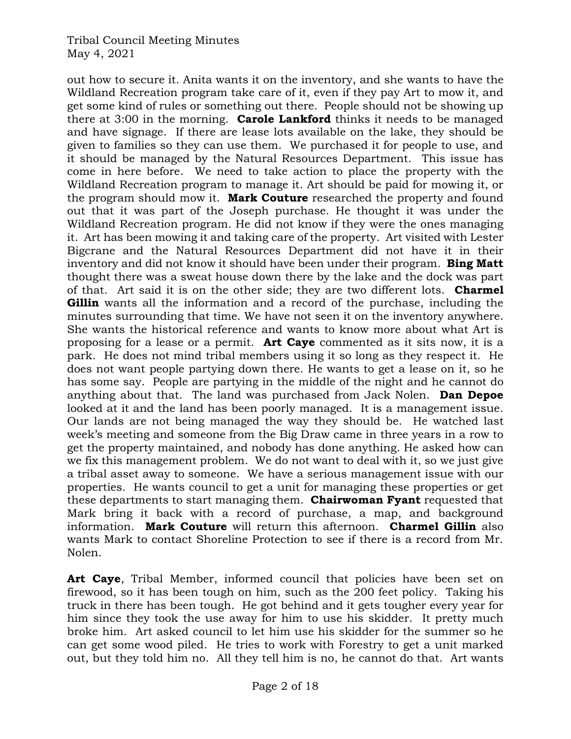out how to secure it. Anita wants it on the inventory, and she wants to have the Wildland Recreation program take care of it, even if they pay Art to mow it, and get some kind of rules or something out there. People should not be showing up there at 3:00 in the morning. **Carole Lankford** thinks it needs to be managed and have signage. If there are lease lots available on the lake, they should be given to families so they can use them. We purchased it for people to use, and it should be managed by the Natural Resources Department. This issue has come in here before. We need to take action to place the property with the Wildland Recreation program to manage it. Art should be paid for mowing it, or the program should mow it. **Mark Couture** researched the property and found out that it was part of the Joseph purchase. He thought it was under the Wildland Recreation program. He did not know if they were the ones managing it. Art has been mowing it and taking care of the property. Art visited with Lester Bigcrane and the Natural Resources Department did not have it in their inventory and did not know it should have been under their program. **Bing Matt** thought there was a sweat house down there by the lake and the dock was part of that. Art said it is on the other side; they are two different lots. **Charmel Gillin** wants all the information and a record of the purchase, including the minutes surrounding that time. We have not seen it on the inventory anywhere. She wants the historical reference and wants to know more about what Art is proposing for a lease or a permit. **Art Caye** commented as it sits now, it is a park. He does not mind tribal members using it so long as they respect it. He does not want people partying down there. He wants to get a lease on it, so he has some say. People are partying in the middle of the night and he cannot do anything about that. The land was purchased from Jack Nolen. **Dan Depoe** looked at it and the land has been poorly managed. It is a management issue. Our lands are not being managed the way they should be. He watched last week's meeting and someone from the Big Draw came in three years in a row to get the property maintained, and nobody has done anything. He asked how can we fix this management problem. We do not want to deal with it, so we just give a tribal asset away to someone. We have a serious management issue with our properties. He wants council to get a unit for managing these properties or get these departments to start managing them. **Chairwoman Fyant** requested that Mark bring it back with a record of purchase, a map, and background information. **Mark Couture** will return this afternoon. **Charmel Gillin** also wants Mark to contact Shoreline Protection to see if there is a record from Mr. Nolen.

**Art Caye**, Tribal Member, informed council that policies have been set on firewood, so it has been tough on him, such as the 200 feet policy. Taking his truck in there has been tough. He got behind and it gets tougher every year for him since they took the use away for him to use his skidder. It pretty much broke him. Art asked council to let him use his skidder for the summer so he can get some wood piled. He tries to work with Forestry to get a unit marked out, but they told him no. All they tell him is no, he cannot do that. Art wants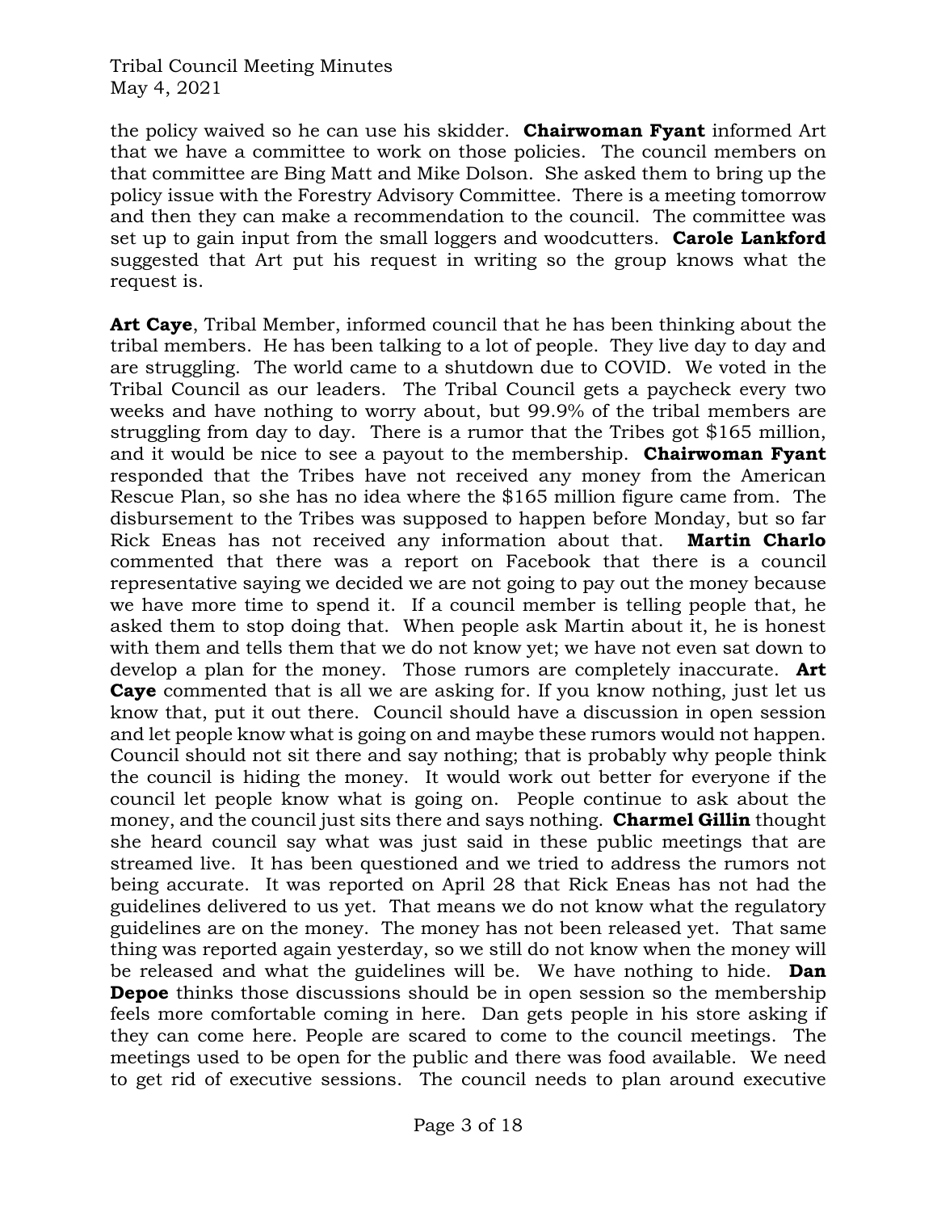the policy waived so he can use his skidder. **Chairwoman Fyant** informed Art that we have a committee to work on those policies. The council members on that committee are Bing Matt and Mike Dolson. She asked them to bring up the policy issue with the Forestry Advisory Committee. There is a meeting tomorrow and then they can make a recommendation to the council. The committee was set up to gain input from the small loggers and woodcutters. **Carole Lankford** suggested that Art put his request in writing so the group knows what the request is.

**Art Caye**, Tribal Member, informed council that he has been thinking about the tribal members. He has been talking to a lot of people. They live day to day and are struggling. The world came to a shutdown due to COVID. We voted in the Tribal Council as our leaders. The Tribal Council gets a paycheck every two weeks and have nothing to worry about, but 99.9% of the tribal members are struggling from day to day. There is a rumor that the Tribes got $165 million, and it would be nice to see a payout to the membership. **Chairwoman Fyant** responded that the Tribes have not received any money from the American Rescue Plan, so she has no idea where the $165 million figure came from. The disbursement to the Tribes was supposed to happen before Monday, but so far Rick Eneas has not received any information about that. **Martin Charlo** commented that there was a report on Facebook that there is a council representative saying we decided we are not going to pay out the money because we have more time to spend it. If a council member is telling people that, he asked them to stop doing that. When people ask Martin about it, he is honest with them and tells them that we do not know yet; we have not even sat down to develop a plan for the money. Those rumors are completely inaccurate. **Art Caye** commented that is all we are asking for. If you know nothing, just let us know that, put it out there. Council should have a discussion in open session and let people know what is going on and maybe these rumors would not happen. Council should not sit there and say nothing; that is probably why people think the council is hiding the money. It would work out better for everyone if the council let people know what is going on. People continue to ask about the money, and the council just sits there and says nothing. **Charmel Gillin** thought she heard council say what was just said in these public meetings that are streamed live. It has been questioned and we tried to address the rumors not being accurate. It was reported on April 28 that Rick Eneas has not had the guidelines delivered to us yet. That means we do not know what the regulatory guidelines are on the money. The money has not been released yet. That same thing was reported again yesterday, so we still do not know when the money will be released and what the guidelines will be. We have nothing to hide. **Dan Depoe** thinks those discussions should be in open session so the membership feels more comfortable coming in here. Dan gets people in his store asking if they can come here. People are scared to come to the council meetings. The meetings used to be open for the public and there was food available. We need to get rid of executive sessions. The council needs to plan around executive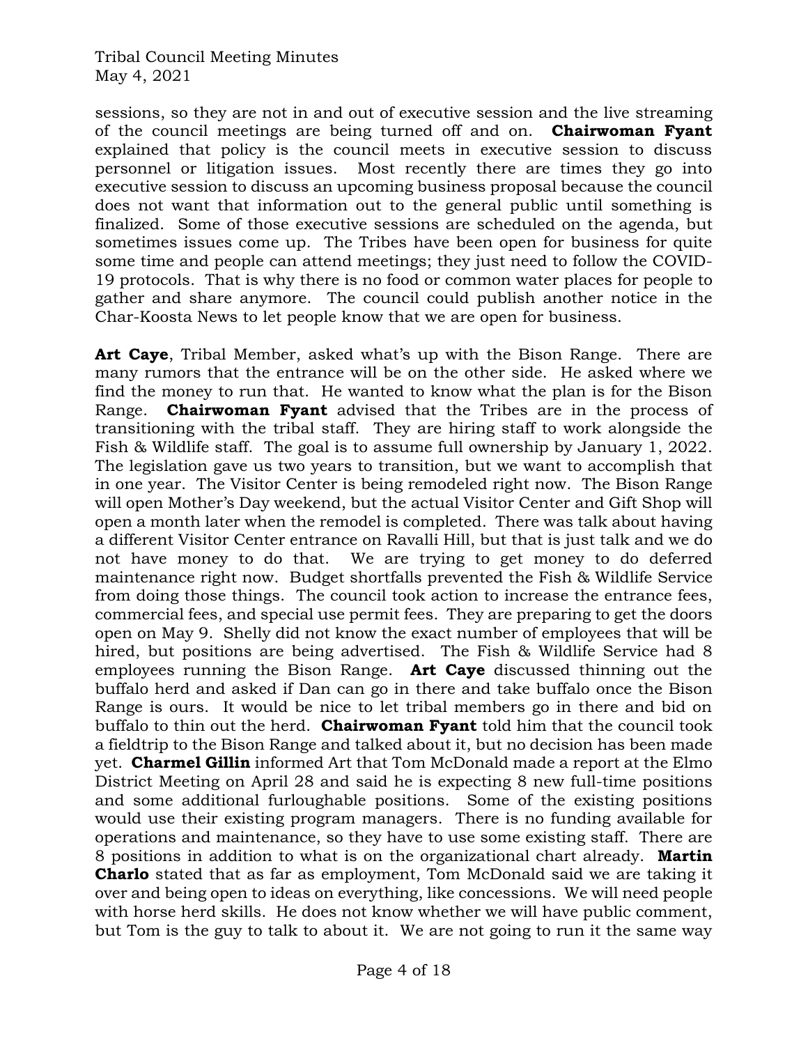sessions, so they are not in and out of executive session and the live streaming of the council meetings are being turned off and on. **Chairwoman Fyant** explained that policy is the council meets in executive session to discuss personnel or litigation issues. Most recently there are times they go into executive session to discuss an upcoming business proposal because the council does not want that information out to the general public until something is finalized. Some of those executive sessions are scheduled on the agenda, but sometimes issues come up. The Tribes have been open for business for quite some time and people can attend meetings; they just need to follow the COVID-19 protocols. That is why there is no food or common water places for people to gather and share anymore. The council could publish another notice in the Char-Koosta News to let people know that we are open for business.

**Art Caye**, Tribal Member, asked what's up with the Bison Range. There are many rumors that the entrance will be on the other side. He asked where we find the money to run that. He wanted to know what the plan is for the Bison Range. **Chairwoman Fyant** advised that the Tribes are in the process of transitioning with the tribal staff. They are hiring staff to work alongside the Fish & Wildlife staff. The goal is to assume full ownership by January 1, 2022. The legislation gave us two years to transition, but we want to accomplish that in one year. The Visitor Center is being remodeled right now. The Bison Range will open Mother's Day weekend, but the actual Visitor Center and Gift Shop will open a month later when the remodel is completed. There was talk about having a different Visitor Center entrance on Ravalli Hill, but that is just talk and we do not have money to do that. We are trying to get money to do deferred maintenance right now. Budget shortfalls prevented the Fish & Wildlife Service from doing those things. The council took action to increase the entrance fees, commercial fees, and special use permit fees. They are preparing to get the doors open on May 9. Shelly did not know the exact number of employees that will be hired, but positions are being advertised. The Fish & Wildlife Service had 8 employees running the Bison Range. **Art Caye** discussed thinning out the buffalo herd and asked if Dan can go in there and take buffalo once the Bison Range is ours. It would be nice to let tribal members go in there and bid on buffalo to thin out the herd. **Chairwoman Fyant** told him that the council took a fieldtrip to the Bison Range and talked about it, but no decision has been made yet. **Charmel Gillin** informed Art that Tom McDonald made a report at the Elmo District Meeting on April 28 and said he is expecting 8 new full-time positions and some additional furloughable positions. Some of the existing positions would use their existing program managers. There is no funding available for operations and maintenance, so they have to use some existing staff. There are 8 positions in addition to what is on the organizational chart already. **Martin Charlo** stated that as far as employment, Tom McDonald said we are taking it over and being open to ideas on everything, like concessions. We will need people with horse herd skills. He does not know whether we will have public comment, but Tom is the guy to talk to about it. We are not going to run it the same way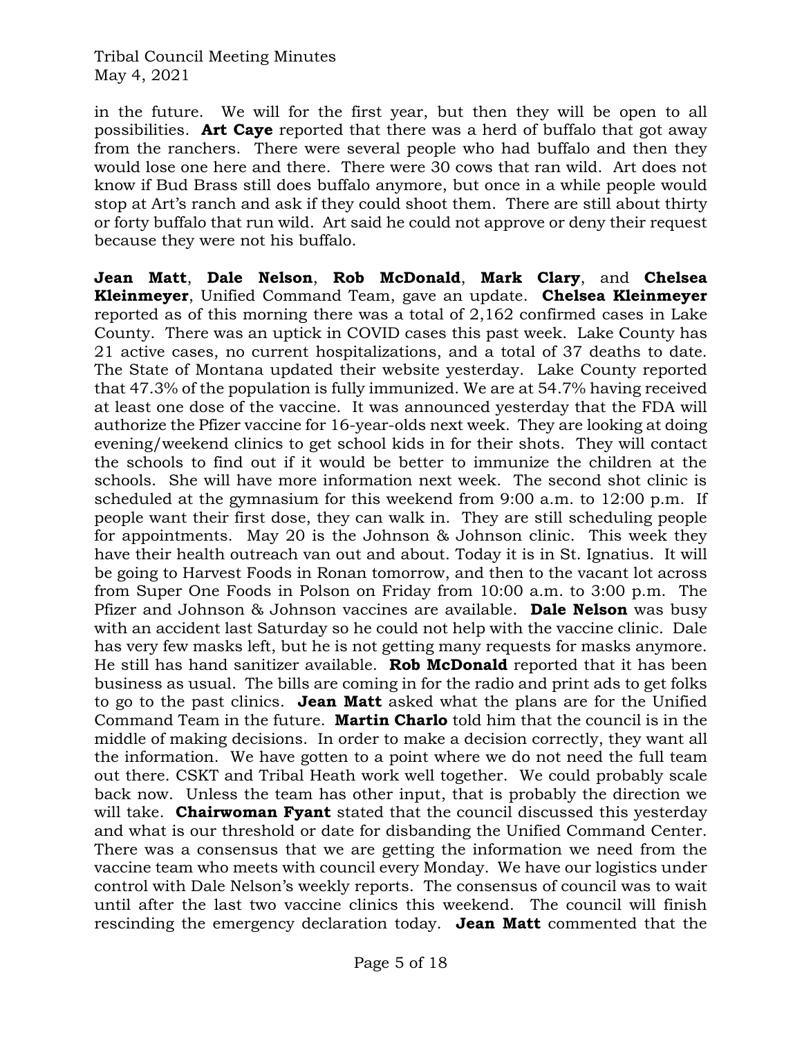in the future. We will for the first year, but then they will be open to all possibilities. **Art Caye** reported that there was a herd of buffalo that got away from the ranchers. There were several people who had buffalo and then they would lose one here and there. There were 30 cows that ran wild. Art does not know if Bud Brass still does buffalo anymore, but once in a while people would stop at Art's ranch and ask if they could shoot them. There are still about thirty or forty buffalo that run wild. Art said he could not approve or deny their request because they were not his buffalo.

**Jean Matt**, **Dale Nelson**, **Rob McDonald**, **Mark Clary**, and **Chelsea Kleinmeyer**, Unified Command Team, gave an update. **Chelsea Kleinmeyer** reported as of this morning there was a total of 2,162 confirmed cases in Lake County. There was an uptick in COVID cases this past week. Lake County has 21 active cases, no current hospitalizations, and a total of 37 deaths to date. The State of Montana updated their website yesterday. Lake County reported that 47.3% of the population is fully immunized. We are at 54.7% having received at least one dose of the vaccine. It was announced yesterday that the FDA will authorize the Pfizer vaccine for 16-year-olds next week. They are looking at doing evening/weekend clinics to get school kids in for their shots. They will contact the schools to find out if it would be better to immunize the children at the schools. She will have more information next week. The second shot clinic is scheduled at the gymnasium for this weekend from 9:00 a.m. to 12:00 p.m. If people want their first dose, they can walk in. They are still scheduling people for appointments. May 20 is the Johnson & Johnson clinic. This week they have their health outreach van out and about. Today it is in St. Ignatius. It will be going to Harvest Foods in Ronan tomorrow, and then to the vacant lot across from Super One Foods in Polson on Friday from 10:00 a.m. to 3:00 p.m. The Pfizer and Johnson & Johnson vaccines are available. **Dale Nelson** was busy with an accident last Saturday so he could not help with the vaccine clinic. Dale has very few masks left, but he is not getting many requests for masks anymore. He still has hand sanitizer available. **Rob McDonald** reported that it has been business as usual. The bills are coming in for the radio and print ads to get folks to go to the past clinics. **Jean Matt** asked what the plans are for the Unified Command Team in the future. **Martin Charlo** told him that the council is in the middle of making decisions. In order to make a decision correctly, they want all the information. We have gotten to a point where we do not need the full team out there. CSKT and Tribal Heath work well together. We could probably scale back now. Unless the team has other input, that is probably the direction we will take. **Chairwoman Fyant** stated that the council discussed this yesterday and what is our threshold or date for disbanding the Unified Command Center. There was a consensus that we are getting the information we need from the vaccine team who meets with council every Monday. We have our logistics under control with Dale Nelson's weekly reports. The consensus of council was to wait until after the last two vaccine clinics this weekend. The council will finish rescinding the emergency declaration today. **Jean Matt** commented that the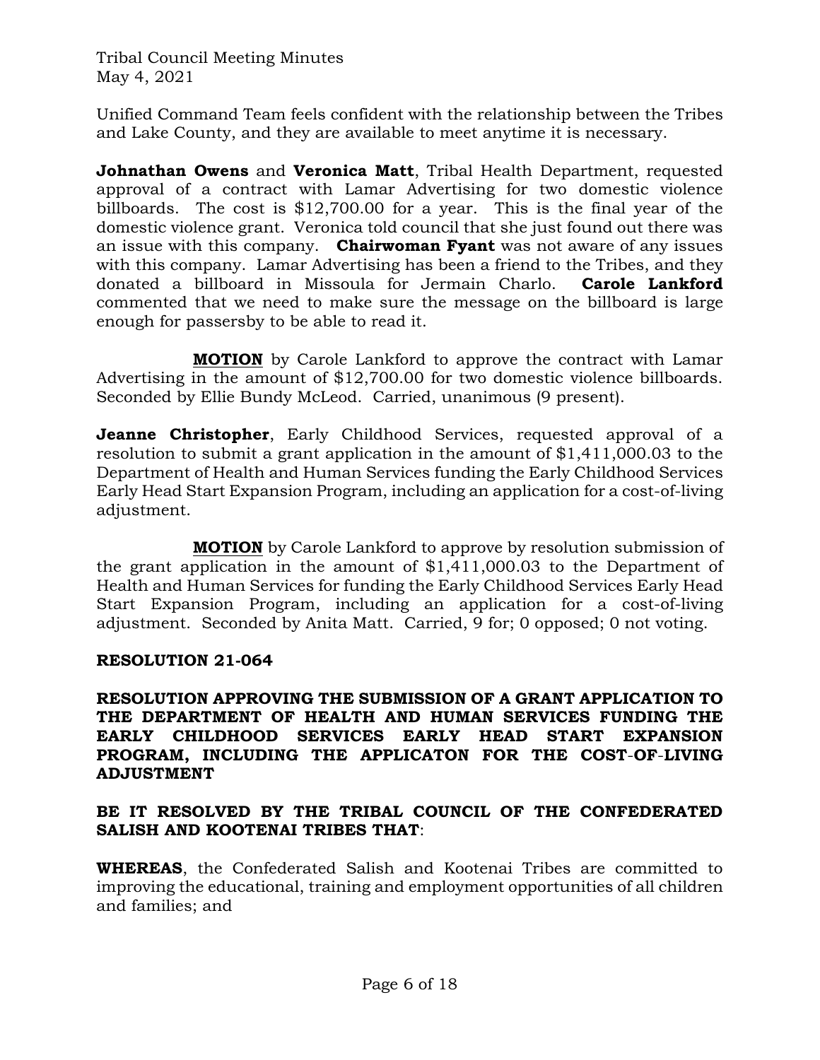Unified Command Team feels confident with the relationship between the Tribes and Lake County, and they are available to meet anytime it is necessary.

**Johnathan Owens** and **Veronica Matt**, Tribal Health Department, requested approval of a contract with Lamar Advertising for two domestic violence billboards. The cost is $12,700.00 for a year. This is the final year of the domestic violence grant. Veronica told council that she just found out there was an issue with this company. **Chairwoman Fyant** was not aware of any issues with this company. Lamar Advertising has been a friend to the Tribes, and they donated a billboard in Missoula for Jermain Charlo. **Carole Lankford** commented that we need to make sure the message on the billboard is large enough for passersby to be able to read it.

**MOTION** by Carole Lankford to approve the contract with Lamar Advertising in the amount of $12,700.00 for two domestic violence billboards. Seconded by Ellie Bundy McLeod. Carried, unanimous (9 present).

**Jeanne Christopher**, Early Childhood Services, requested approval of a resolution to submit a grant application in the amount of $1,411,000.03 to the Department of Health and Human Services funding the Early Childhood Services Early Head Start Expansion Program, including an application for a cost-of-living adjustment.

**MOTION** by Carole Lankford to approve by resolution submission of the grant application in the amount of $1,411,000.03 to the Department of Health and Human Services for funding the Early Childhood Services Early Head Start Expansion Program, including an application for a cost-of-living adjustment. Seconded by Anita Matt. Carried, 9 for; 0 opposed; 0 not voting.

**RESOLUTION 21-064**

**RESOLUTION APPROVING THE SUBMISSION OF A GRANT APPLICATION TO THE DEPARTMENT OF HEALTH AND HUMAN SERVICES FUNDING THE EARLY CHILDHOOD SERVICES EARLY HEAD START EXPANSION PROGRAM, INCLUDING THE APPLICATON FOR THE COST-OF-LIVING ADJUSTMENT**

**BE IT RESOLVED BY THE TRIBAL COUNCIL OF THE CONFEDERATED SALISH AND KOOTENAI TRIBES THAT**:

**WHEREAS**, the Confederated Salish and Kootenai Tribes are committed to improving the educational, training and employment opportunities of all children and families; and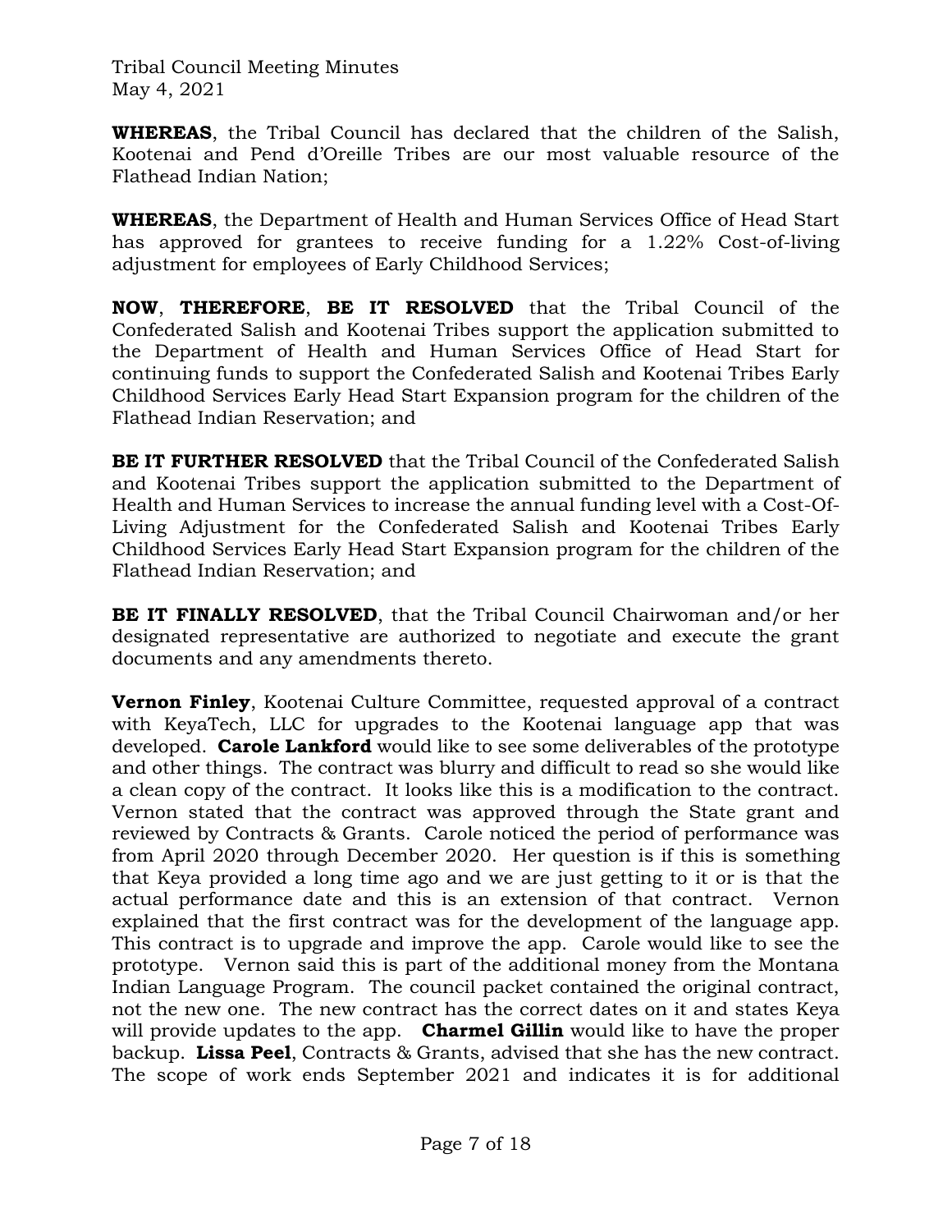**WHEREAS**, the Tribal Council has declared that the children of the Salish, Kootenai and Pend d'Oreille Tribes are our most valuable resource of the Flathead Indian Nation;

**WHEREAS**, the Department of Health and Human Services Office of Head Start has approved for grantees to receive funding for a 1.22% Cost-of-living adjustment for employees of Early Childhood Services;

**NOW**, **THEREFORE**, **BE IT RESOLVED** that the Tribal Council of the Confederated Salish and Kootenai Tribes support the application submitted to the Department of Health and Human Services Office of Head Start for continuing funds to support the Confederated Salish and Kootenai Tribes Early Childhood Services Early Head Start Expansion program for the children of the Flathead Indian Reservation; and

**BE IT FURTHER RESOLVED** that the Tribal Council of the Confederated Salish and Kootenai Tribes support the application submitted to the Department of Health and Human Services to increase the annual funding level with a Cost-Of-Living Adjustment for the Confederated Salish and Kootenai Tribes Early Childhood Services Early Head Start Expansion program for the children of the Flathead Indian Reservation; and

**BE IT FINALLY RESOLVED**, that the Tribal Council Chairwoman and/or her designated representative are authorized to negotiate and execute the grant documents and any amendments thereto.

**Vernon Finley**, Kootenai Culture Committee, requested approval of a contract with KeyaTech, LLC for upgrades to the Kootenai language app that was developed. **Carole Lankford** would like to see some deliverables of the prototype and other things. The contract was blurry and difficult to read so she would like a clean copy of the contract. It looks like this is a modification to the contract. Vernon stated that the contract was approved through the State grant and reviewed by Contracts & Grants. Carole noticed the period of performance was from April 2020 through December 2020. Her question is if this is something that Keya provided a long time ago and we are just getting to it or is that the actual performance date and this is an extension of that contract. Vernon explained that the first contract was for the development of the language app. This contract is to upgrade and improve the app. Carole would like to see the prototype. Vernon said this is part of the additional money from the Montana Indian Language Program. The council packet contained the original contract, not the new one. The new contract has the correct dates on it and states Keya will provide updates to the app. **Charmel Gillin** would like to have the proper backup. **Lissa Peel**, Contracts & Grants, advised that she has the new contract. The scope of work ends September 2021 and indicates it is for additional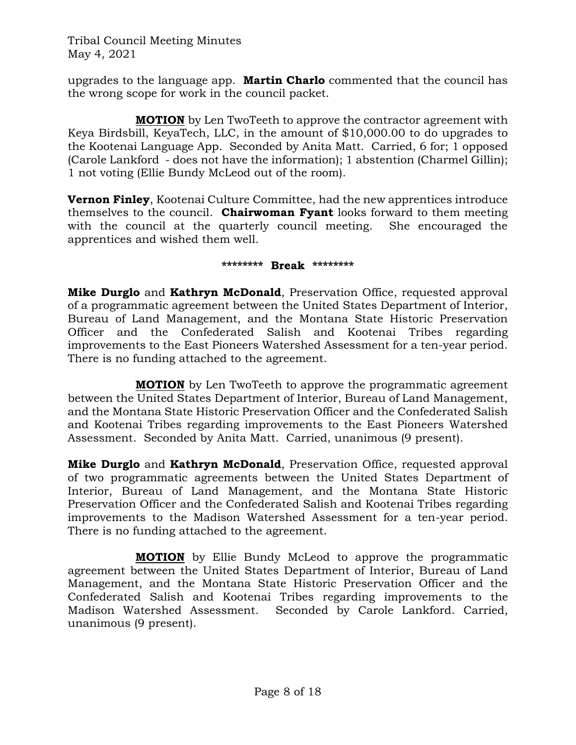upgrades to the language app. **Martin Charlo** commented that the council has the wrong scope for work in the council packet.

**MOTION** by Len TwoTeeth to approve the contractor agreement with Keya Birdsbill, KeyaTech, LLC, in the amount of $10,000.00 to do upgrades to the Kootenai Language App. Seconded by Anita Matt. Carried, 6 for; 1 opposed (Carole Lankford - does not have the information); 1 abstention (Charmel Gillin); 1 not voting (Ellie Bundy McLeod out of the room).

**Vernon Finley**, Kootenai Culture Committee, had the new apprentices introduce themselves to the council. **Chairwoman Fyant** looks forward to them meeting with the council at the quarterly council meeting. She encouraged the apprentices and wished them well.

******** **Break** ********

**Mike Durglo** and **Kathryn McDonald**, Preservation Office, requested approval of a programmatic agreement between the United States Department of Interior, Bureau of Land Management, and the Montana State Historic Preservation Officer and the Confederated Salish and Kootenai Tribes regarding improvements to the East Pioneers Watershed Assessment for a ten-year period. There is no funding attached to the agreement.

**MOTION** by Len TwoTeeth to approve the programmatic agreement between the United States Department of Interior, Bureau of Land Management, and the Montana State Historic Preservation Officer and the Confederated Salish and Kootenai Tribes regarding improvements to the East Pioneers Watershed Assessment. Seconded by Anita Matt. Carried, unanimous (9 present).

**Mike Durglo** and **Kathryn McDonald**, Preservation Office, requested approval of two programmatic agreements between the United States Department of Interior, Bureau of Land Management, and the Montana State Historic Preservation Officer and the Confederated Salish and Kootenai Tribes regarding improvements to the Madison Watershed Assessment for a ten-year period. There is no funding attached to the agreement.

**MOTION** by Ellie Bundy McLeod to approve the programmatic agreement between the United States Department of Interior, Bureau of Land Management, and the Montana State Historic Preservation Officer and the Confederated Salish and Kootenai Tribes regarding improvements to the Madison Watershed Assessment. Seconded by Carole Lankford. Carried, unanimous (9 present).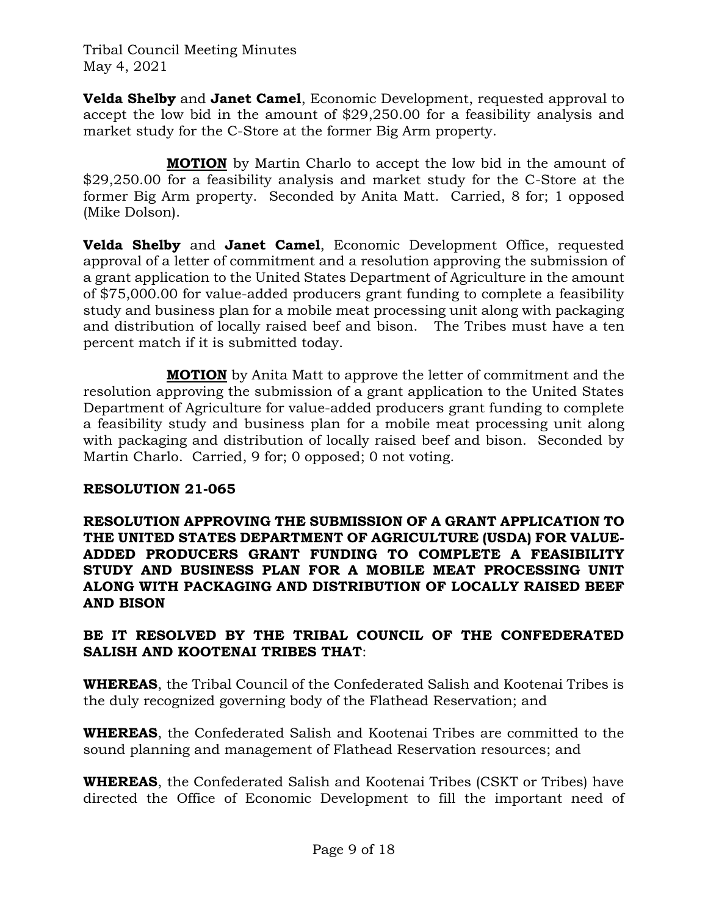**Velda Shelby** and **Janet Camel**, Economic Development, requested approval to accept the low bid in the amount of $29,250.00 for a feasibility analysis and market study for the C-Store at the former Big Arm property.

**MOTION** by Martin Charlo to accept the low bid in the amount of $29,250.00 for a feasibility analysis and market study for the C-Store at the former Big Arm property. Seconded by Anita Matt. Carried, 8 for; 1 opposed (Mike Dolson).

**Velda Shelby** and **Janet Camel**, Economic Development Office, requested approval of a letter of commitment and a resolution approving the submission of a grant application to the United States Department of Agriculture in the amount of $75,000.00 for value-added producers grant funding to complete a feasibility study and business plan for a mobile meat processing unit along with packaging and distribution of locally raised beef and bison. The Tribes must have a ten percent match if it is submitted today.

**MOTION** by Anita Matt to approve the letter of commitment and the resolution approving the submission of a grant application to the United States Department of Agriculture for value-added producers grant funding to complete a feasibility study and business plan for a mobile meat processing unit along with packaging and distribution of locally raised beef and bison. Seconded by Martin Charlo. Carried, 9 for; 0 opposed; 0 not voting.

**RESOLUTION 21-065**

**RESOLUTION APPROVING THE SUBMISSION OF A GRANT APPLICATION TO THE UNITED STATES DEPARTMENT OF AGRICULTURE (USDA) FOR VALUE-ADDED PRODUCERS GRANT FUNDING TO COMPLETE A FEASIBILITY STUDY AND BUSINESS PLAN FOR A MOBILE MEAT PROCESSING UNIT ALONG WITH PACKAGING AND DISTRIBUTION OF LOCALLY RAISED BEEF AND BISON**

**BE IT RESOLVED BY THE TRIBAL COUNCIL OF THE CONFEDERATED SALISH AND KOOTENAI TRIBES THAT**:

**WHEREAS**, the Tribal Council of the Confederated Salish and Kootenai Tribes is the duly recognized governing body of the Flathead Reservation; and

**WHEREAS**, the Confederated Salish and Kootenai Tribes are committed to the sound planning and management of Flathead Reservation resources; and

**WHEREAS**, the Confederated Salish and Kootenai Tribes (CSKT or Tribes) have directed the Office of Economic Development to fill the important need of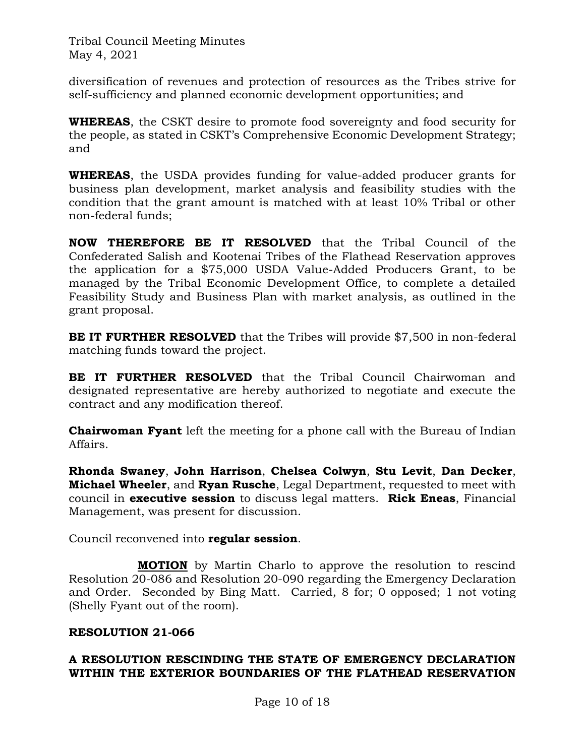diversification of revenues and protection of resources as the Tribes strive for self-sufficiency and planned economic development opportunities; and

**WHEREAS**, the CSKT desire to promote food sovereignty and food security for the people, as stated in CSKT's Comprehensive Economic Development Strategy; and

**WHEREAS**, the USDA provides funding for value-added producer grants for business plan development, market analysis and feasibility studies with the condition that the grant amount is matched with at least 10% Tribal or other non-federal funds;

**NOW THEREFORE BE IT RESOLVED** that the Tribal Council of the Confederated Salish and Kootenai Tribes of the Flathead Reservation approves the application for a $75,000 USDA Value-Added Producers Grant, to be managed by the Tribal Economic Development Office, to complete a detailed Feasibility Study and Business Plan with market analysis, as outlined in the grant proposal.

**BE IT FURTHER RESOLVED** that the Tribes will provide $7,500 in non-federal matching funds toward the project.

**BE IT FURTHER RESOLVED** that the Tribal Council Chairwoman and designated representative are hereby authorized to negotiate and execute the contract and any modification thereof.

**Chairwoman Fyant** left the meeting for a phone call with the Bureau of Indian Affairs.

**Rhonda Swaney**, **John Harrison**, **Chelsea Colwyn**, **Stu Levit**, **Dan Decker**, **Michael Wheeler**, and **Ryan Rusche**, Legal Department, requested to meet with council in **executive session** to discuss legal matters. **Rick Eneas**, Financial Management, was present for discussion.

Council reconvened into **regular session**.

**MOTION** by Martin Charlo to approve the resolution to rescind Resolution 20-086 and Resolution 20-090 regarding the Emergency Declaration and Order. Seconded by Bing Matt. Carried, 8 for; 0 opposed; 1 not voting (Shelly Fyant out of the room).

**RESOLUTION 21-066**

**A RESOLUTION RESCINDING THE STATE OF EMERGENCY DECLARATION WITHIN THE EXTERIOR BOUNDARIES OF THE FLATHEAD RESERVATION**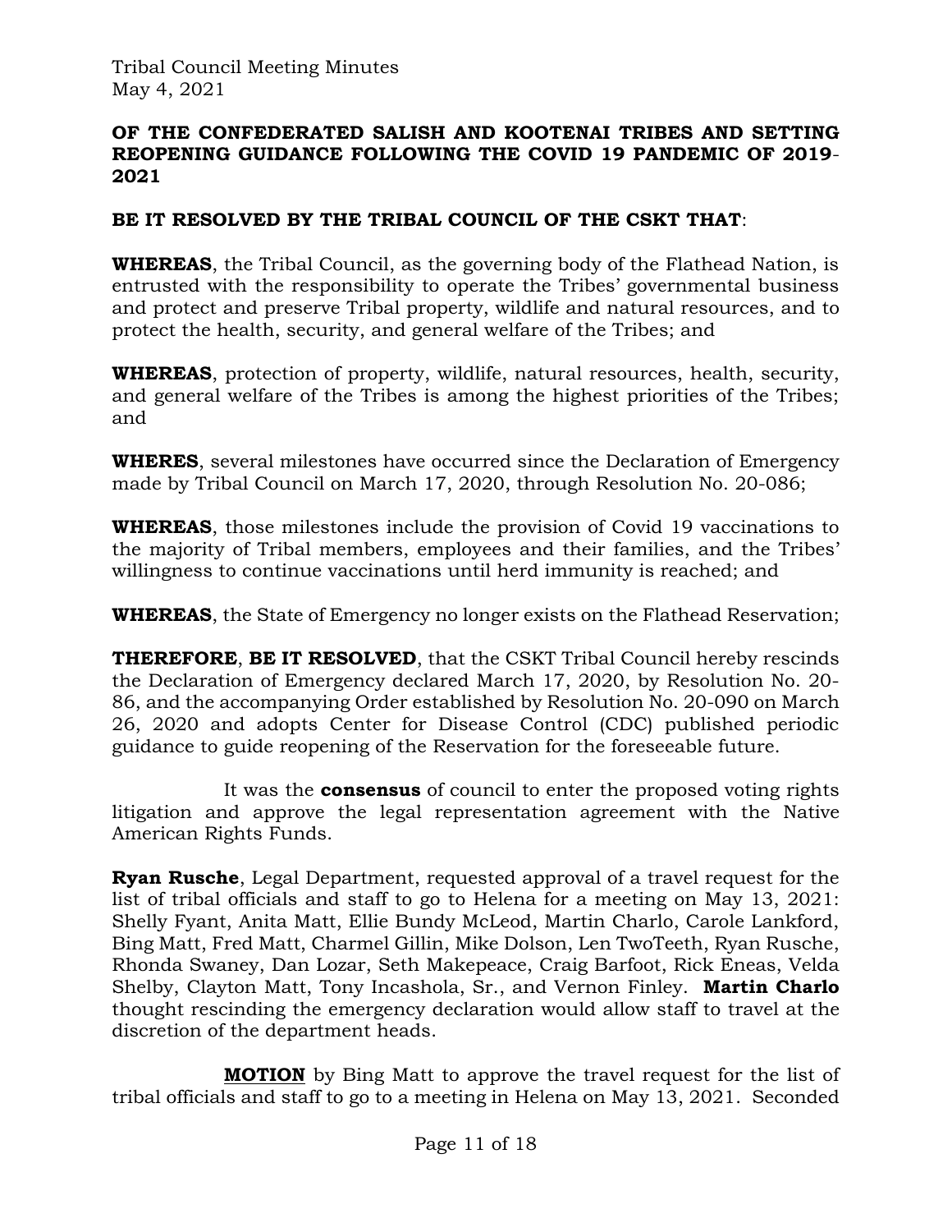**OF THE CONFEDERATED SALISH AND KOOTENAI TRIBES AND SETTING REOPENING GUIDANCE FOLLOWING THE COVID 19 PANDEMIC OF 2019-2021**

**BE IT RESOLVED BY THE TRIBAL COUNCIL OF THE CSKT THAT**:

**WHEREAS**, the Tribal Council, as the governing body of the Flathead Nation, is entrusted with the responsibility to operate the Tribes' governmental business and protect and preserve Tribal property, wildlife and natural resources, and to protect the health, security, and general welfare of the Tribes; and

**WHEREAS**, protection of property, wildlife, natural resources, health, security, and general welfare of the Tribes is among the highest priorities of the Tribes; and

**WHERES**, several milestones have occurred since the Declaration of Emergency made by Tribal Council on March 17, 2020, through Resolution No. 20-086;

**WHEREAS**, those milestones include the provision of Covid 19 vaccinations to the majority of Tribal members, employees and their families, and the Tribes' willingness to continue vaccinations until herd immunity is reached; and

**WHEREAS**, the State of Emergency no longer exists on the Flathead Reservation;

**THEREFORE**, **BE IT RESOLVED**, that the CSKT Tribal Council hereby rescinds the Declaration of Emergency declared March 17, 2020, by Resolution No. 20-86, and the accompanying Order established by Resolution No. 20-090 on March 26, 2020 and adopts Center for Disease Control (CDC) published periodic guidance to guide reopening of the Reservation for the foreseeable future.

It was the **consensus** of council to enter the proposed voting rights litigation and approve the legal representation agreement with the Native American Rights Funds.

**Ryan Rusche**, Legal Department, requested approval of a travel request for the list of tribal officials and staff to go to Helena for a meeting on May 13, 2021: Shelly Fyant, Anita Matt, Ellie Bundy McLeod, Martin Charlo, Carole Lankford, Bing Matt, Fred Matt, Charmel Gillin, Mike Dolson, Len TwoTeeth, Ryan Rusche, Rhonda Swaney, Dan Lozar, Seth Makepeace, Craig Barfoot, Rick Eneas, Velda Shelby, Clayton Matt, Tony Incashola, Sr., and Vernon Finley. **Martin Charlo** thought rescinding the emergency declaration would allow staff to travel at the discretion of the department heads.

**MOTION** by Bing Matt to approve the travel request for the list of tribal officials and staff to go to a meeting in Helena on May 13, 2021. Seconded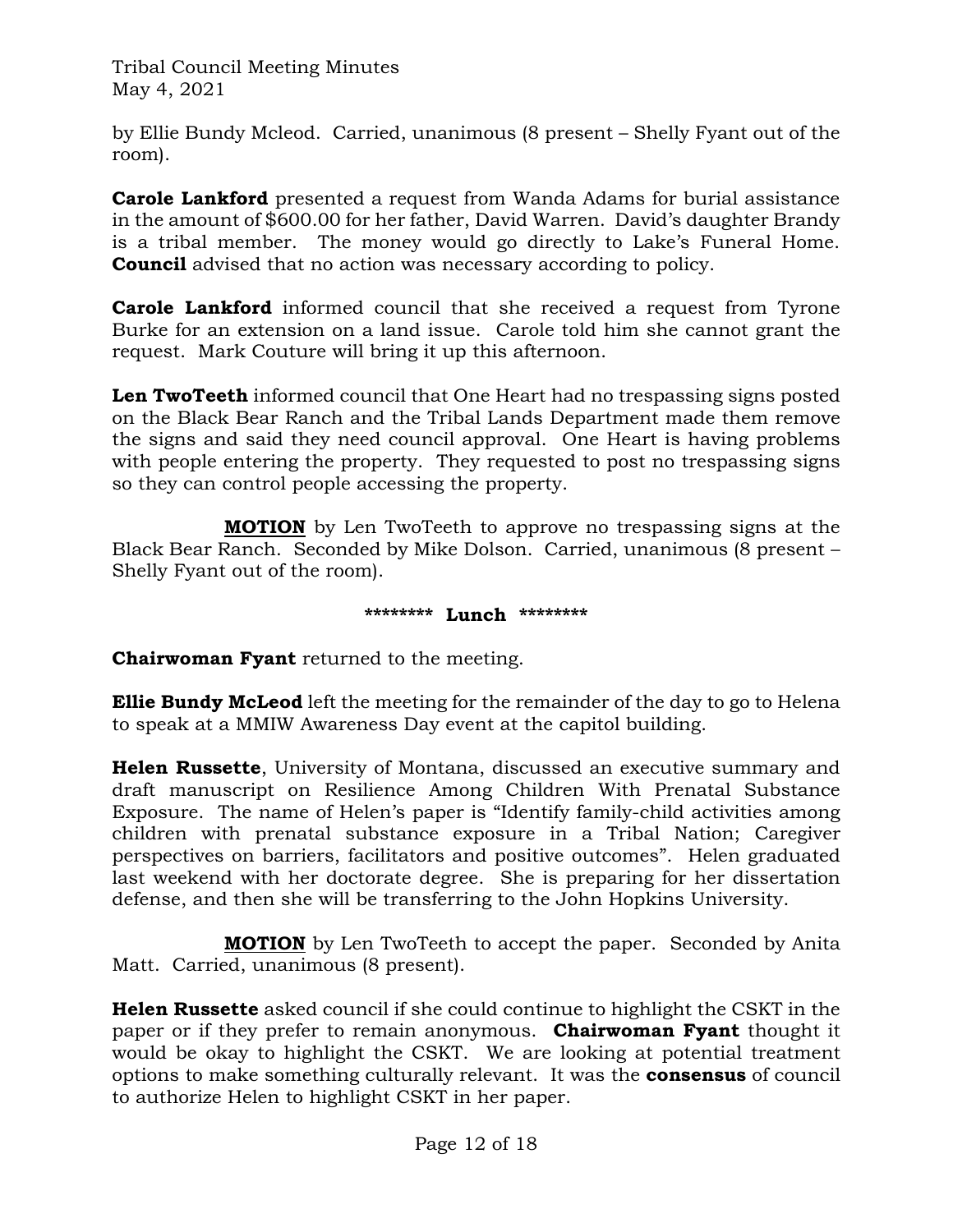by Ellie Bundy Mcleod. Carried, unanimous (8 present – Shelly Fyant out of the room).

**Carole Lankford** presented a request from Wanda Adams for burial assistance in the amount of $600.00 for her father, David Warren. David's daughter Brandy is a tribal member. The money would go directly to Lake's Funeral Home. **Council** advised that no action was necessary according to policy.

**Carole Lankford** informed council that she received a request from Tyrone Burke for an extension on a land issue. Carole told him she cannot grant the request. Mark Couture will bring it up this afternoon.

**Len TwoTeeth** informed council that One Heart had no trespassing signs posted on the Black Bear Ranch and the Tribal Lands Department made them remove the signs and said they need council approval. One Heart is having problems with people entering the property. They requested to post no trespassing signs so they can control people accessing the property.

**MOTION** by Len TwoTeeth to approve no trespassing signs at the Black Bear Ranch. Seconded by Mike Dolson. Carried, unanimous (8 present – Shelly Fyant out of the room).

******** **Lunch** ********

**Chairwoman Fyant** returned to the meeting.

**Ellie Bundy McLeod** left the meeting for the remainder of the day to go to Helena to speak at a MMIW Awareness Day event at the capitol building.

**Helen Russette**, University of Montana, discussed an executive summary and draft manuscript on Resilience Among Children With Prenatal Substance Exposure. The name of Helen's paper is "Identify family-child activities among children with prenatal substance exposure in a Tribal Nation; Caregiver perspectives on barriers, facilitators and positive outcomes". Helen graduated last weekend with her doctorate degree. She is preparing for her dissertation defense, and then she will be transferring to the John Hopkins University.

**MOTION** by Len TwoTeeth to accept the paper. Seconded by Anita Matt. Carried, unanimous (8 present).

**Helen Russette** asked council if she could continue to highlight the CSKT in the paper or if they prefer to remain anonymous. **Chairwoman Fyant** thought it would be okay to highlight the CSKT. We are looking at potential treatment options to make something culturally relevant. It was the **consensus** of council to authorize Helen to highlight CSKT in her paper.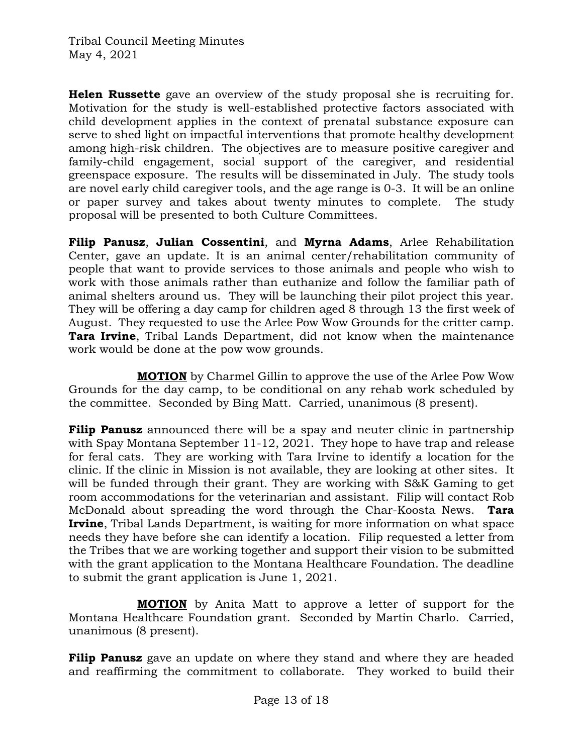**Helen Russette** gave an overview of the study proposal she is recruiting for. Motivation for the study is well-established protective factors associated with child development applies in the context of prenatal substance exposure can serve to shed light on impactful interventions that promote healthy development among high-risk children. The objectives are to measure positive caregiver and family-child engagement, social support of the caregiver, and residential greenspace exposure. The results will be disseminated in July. The study tools are novel early child caregiver tools, and the age range is 0-3. It will be an online or paper survey and takes about twenty minutes to complete. The study proposal will be presented to both Culture Committees.

**Filip Panusz**, **Julian Cossentini**, and **Myrna Adams**, Arlee Rehabilitation Center, gave an update. It is an animal center/rehabilitation community of people that want to provide services to those animals and people who wish to work with those animals rather than euthanize and follow the familiar path of animal shelters around us. They will be launching their pilot project this year. They will be offering a day camp for children aged 8 through 13 the first week of August. They requested to use the Arlee Pow Wow Grounds for the critter camp. **Tara Irvine**, Tribal Lands Department, did not know when the maintenance work would be done at the pow wow grounds.

**MOTION** by Charmel Gillin to approve the use of the Arlee Pow Wow Grounds for the day camp, to be conditional on any rehab work scheduled by the committee. Seconded by Bing Matt. Carried, unanimous (8 present).

**Filip Panusz** announced there will be a spay and neuter clinic in partnership with Spay Montana September 11-12, 2021. They hope to have trap and release for feral cats. They are working with Tara Irvine to identify a location for the clinic. If the clinic in Mission is not available, they are looking at other sites. It will be funded through their grant. They are working with S&K Gaming to get room accommodations for the veterinarian and assistant. Filip will contact Rob McDonald about spreading the word through the Char-Koosta News. **Tara Irvine**, Tribal Lands Department, is waiting for more information on what space needs they have before she can identify a location. Filip requested a letter from the Tribes that we are working together and support their vision to be submitted with the grant application to the Montana Healthcare Foundation. The deadline to submit the grant application is June 1, 2021.

**MOTION** by Anita Matt to approve a letter of support for the Montana Healthcare Foundation grant. Seconded by Martin Charlo. Carried, unanimous (8 present).

**Filip Panusz** gave an update on where they stand and where they are headed and reaffirming the commitment to collaborate. They worked to build their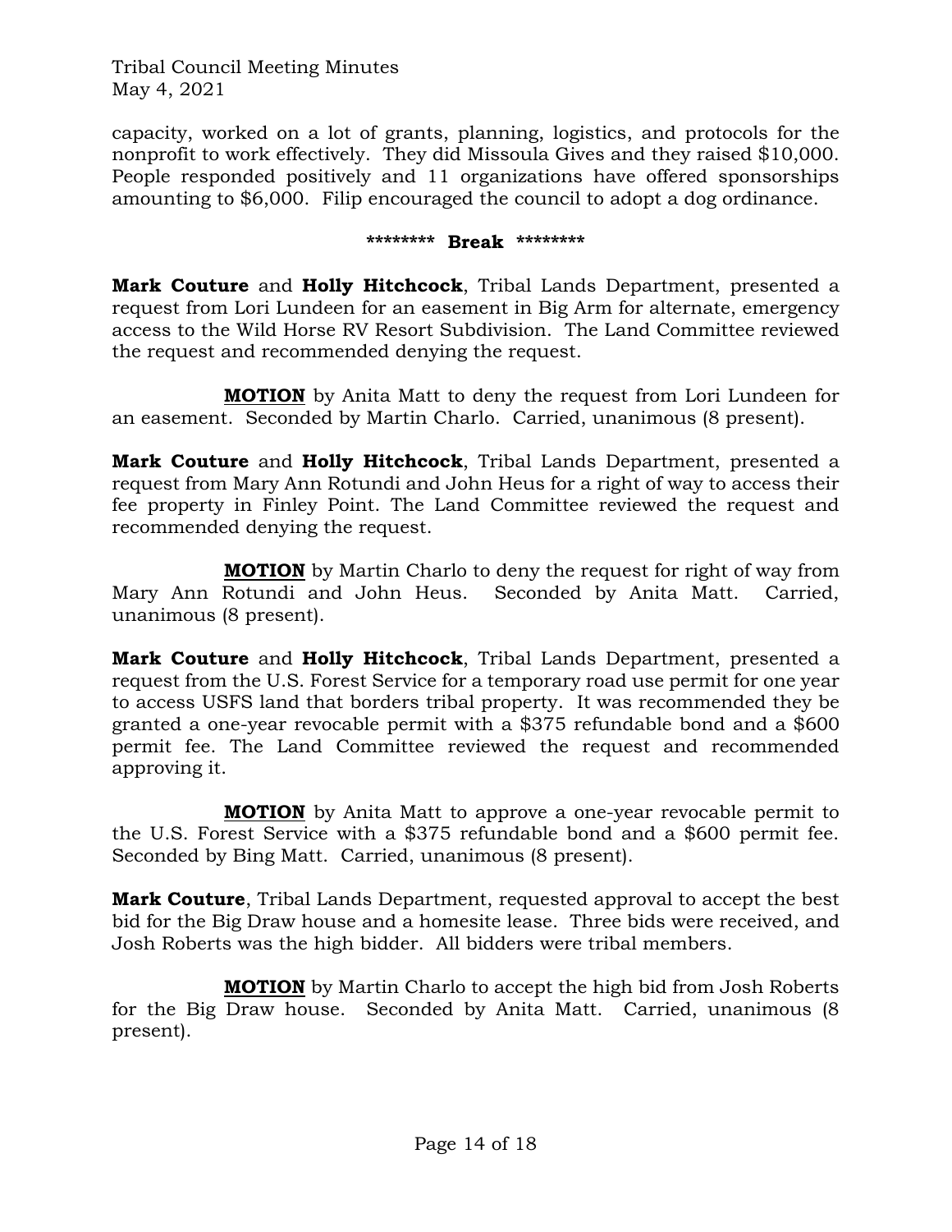capacity, worked on a lot of grants, planning, logistics, and protocols for the nonprofit to work effectively. They did Missoula Gives and they raised $10,000. People responded positively and 11 organizations have offered sponsorships amounting to $6,000. Filip encouraged the council to adopt a dog ordinance.

**\*\*\*\*\*\*\*\* Break \*\*\*\*\*\*\*\***

**Mark Couture** and **Holly Hitchcock**, Tribal Lands Department, presented a request from Lori Lundeen for an easement in Big Arm for alternate, emergency access to the Wild Horse RV Resort Subdivision. The Land Committee reviewed the request and recommended denying the request.

**MOTION** by Anita Matt to deny the request from Lori Lundeen for an easement. Seconded by Martin Charlo. Carried, unanimous (8 present).

**Mark Couture** and **Holly Hitchcock**, Tribal Lands Department, presented a request from Mary Ann Rotundi and John Heus for a right of way to access their fee property in Finley Point. The Land Committee reviewed the request and recommended denying the request.

**MOTION** by Martin Charlo to deny the request for right of way from Mary Ann Rotundi and John Heus. Seconded by Anita Matt. Carried, unanimous (8 present).

**Mark Couture** and **Holly Hitchcock**, Tribal Lands Department, presented a request from the U.S. Forest Service for a temporary road use permit for one year to access USFS land that borders tribal property. It was recommended they be granted a one-year revocable permit with a $375 refundable bond and a $600 permit fee. The Land Committee reviewed the request and recommended approving it.

**MOTION** by Anita Matt to approve a one-year revocable permit to the U.S. Forest Service with a $375 refundable bond and a $600 permit fee. Seconded by Bing Matt. Carried, unanimous (8 present).

**Mark Couture**, Tribal Lands Department, requested approval to accept the best bid for the Big Draw house and a homesite lease. Three bids were received, and Josh Roberts was the high bidder. All bidders were tribal members.

**MOTION** by Martin Charlo to accept the high bid from Josh Roberts for the Big Draw house. Seconded by Anita Matt. Carried, unanimous (8 present).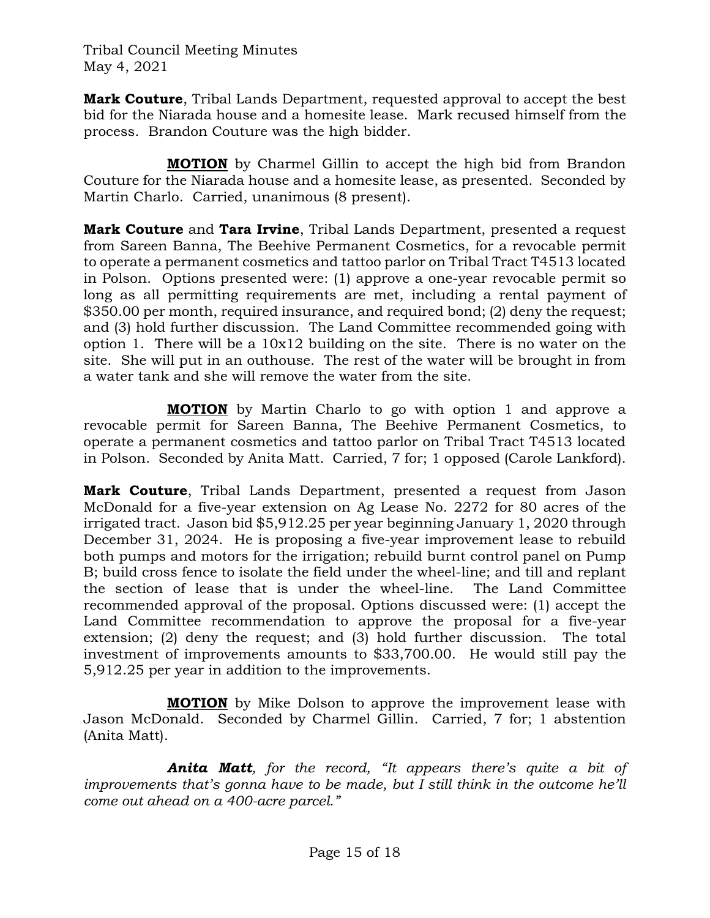**Mark Couture**, Tribal Lands Department, requested approval to accept the best bid for the Niarada house and a homesite lease. Mark recused himself from the process. Brandon Couture was the high bidder.

**MOTION** by Charmel Gillin to accept the high bid from Brandon Couture for the Niarada house and a homesite lease, as presented. Seconded by Martin Charlo. Carried, unanimous (8 present).

**Mark Couture** and **Tara Irvine**, Tribal Lands Department, presented a request from Sareen Banna, The Beehive Permanent Cosmetics, for a revocable permit to operate a permanent cosmetics and tattoo parlor on Tribal Tract T4513 located in Polson. Options presented were: (1) approve a one-year revocable permit so long as all permitting requirements are met, including a rental payment of $350.00 per month, required insurance, and required bond; (2) deny the request; and (3) hold further discussion. The Land Committee recommended going with option 1. There will be a 10x12 building on the site. There is no water on the site. She will put in an outhouse. The rest of the water will be brought in from a water tank and she will remove the water from the site.

**MOTION** by Martin Charlo to go with option 1 and approve a revocable permit for Sareen Banna, The Beehive Permanent Cosmetics, to operate a permanent cosmetics and tattoo parlor on Tribal Tract T4513 located in Polson. Seconded by Anita Matt. Carried, 7 for; 1 opposed (Carole Lankford).

**Mark Couture**, Tribal Lands Department, presented a request from Jason McDonald for a five-year extension on Ag Lease No. 2272 for 80 acres of the irrigated tract. Jason bid $5,912.25 per year beginning January 1, 2020 through December 31, 2024. He is proposing a five-year improvement lease to rebuild both pumps and motors for the irrigation; rebuild burnt control panel on Pump B; build cross fence to isolate the field under the wheel-line; and till and replant the section of lease that is under the wheel-line. The Land Committee recommended approval of the proposal. Options discussed were: (1) accept the Land Committee recommendation to approve the proposal for a five-year extension; (2) deny the request; and (3) hold further discussion. The total investment of improvements amounts to $33,700.00. He would still pay the 5,912.25 per year in addition to the improvements.

**MOTION** by Mike Dolson to approve the improvement lease with Jason McDonald. Seconded by Charmel Gillin. Carried, 7 for; 1 abstention (Anita Matt).

***Anita Matt****, for the record, "It appears there's quite a bit of improvements that's gonna have to be made, but I still think in the outcome he'll come out ahead on a 400-acre parcel."*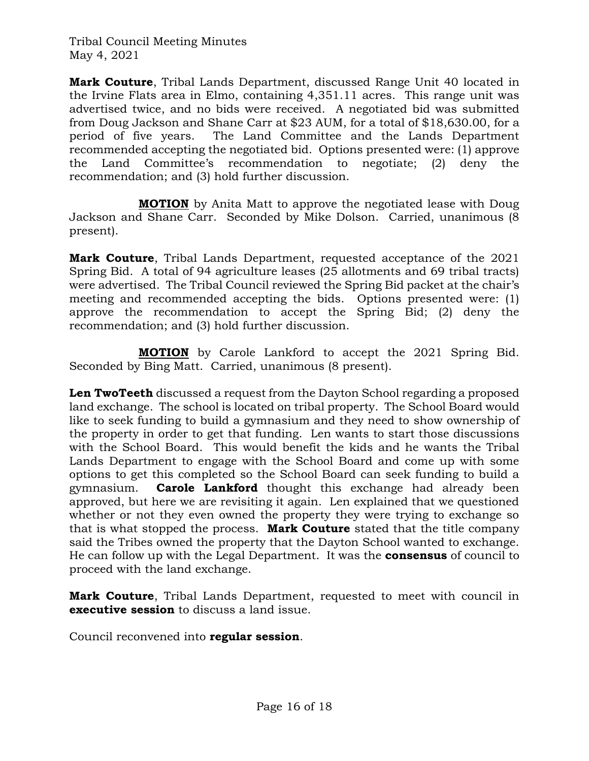**Mark Couture**, Tribal Lands Department, discussed Range Unit 40 located in the Irvine Flats area in Elmo, containing 4,351.11 acres. This range unit was advertised twice, and no bids were received. A negotiated bid was submitted from Doug Jackson and Shane Carr at $23 AUM, for a total of $18,630.00, for a period of five years. The Land Committee and the Lands Department recommended accepting the negotiated bid. Options presented were: (1) approve the Land Committee's recommendation to negotiate; (2) deny the recommendation; and (3) hold further discussion.

**MOTION** by Anita Matt to approve the negotiated lease with Doug Jackson and Shane Carr. Seconded by Mike Dolson. Carried, unanimous (8 present).

**Mark Couture**, Tribal Lands Department, requested acceptance of the 2021 Spring Bid. A total of 94 agriculture leases (25 allotments and 69 tribal tracts) were advertised. The Tribal Council reviewed the Spring Bid packet at the chair's meeting and recommended accepting the bids. Options presented were: (1) approve the recommendation to accept the Spring Bid; (2) deny the recommendation; and (3) hold further discussion.

**MOTION** by Carole Lankford to accept the 2021 Spring Bid. Seconded by Bing Matt. Carried, unanimous (8 present).

**Len TwoTeeth** discussed a request from the Dayton School regarding a proposed land exchange. The school is located on tribal property. The School Board would like to seek funding to build a gymnasium and they need to show ownership of the property in order to get that funding. Len wants to start those discussions with the School Board. This would benefit the kids and he wants the Tribal Lands Department to engage with the School Board and come up with some options to get this completed so the School Board can seek funding to build a gymnasium. **Carole Lankford** thought this exchange had already been approved, but here we are revisiting it again. Len explained that we questioned whether or not they even owned the property they were trying to exchange so that is what stopped the process. **Mark Couture** stated that the title company said the Tribes owned the property that the Dayton School wanted to exchange. He can follow up with the Legal Department. It was the **consensus** of council to proceed with the land exchange.

**Mark Couture**, Tribal Lands Department, requested to meet with council in **executive session** to discuss a land issue.

Council reconvened into **regular session**.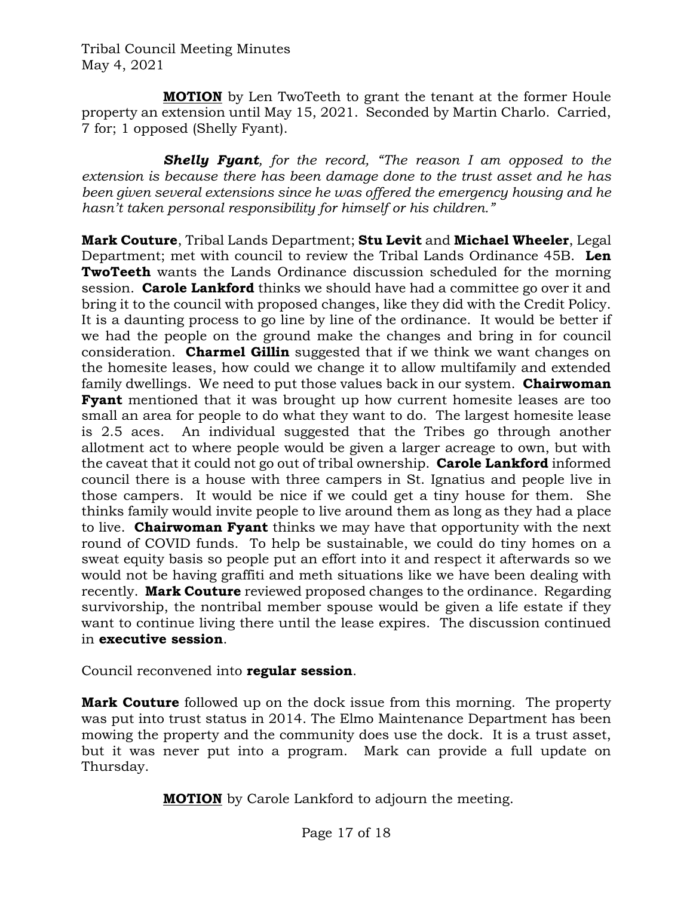**MOTION** by Len TwoTeeth to grant the tenant at the former Houle property an extension until May 15, 2021. Seconded by Martin Charlo. Carried, 7 for; 1 opposed (Shelly Fyant).

***Shelly Fyant**, for the record, "The reason I am opposed to the extension is because there has been damage done to the trust asset and he has been given several extensions since he was offered the emergency housing and he hasn't taken personal responsibility for himself or his children."*

**Mark Couture**, Tribal Lands Department; **Stu Levit** and **Michael Wheeler**, Legal Department; met with council to review the Tribal Lands Ordinance 45B. **Len TwoTeeth** wants the Lands Ordinance discussion scheduled for the morning session. **Carole Lankford** thinks we should have had a committee go over it and bring it to the council with proposed changes, like they did with the Credit Policy. It is a daunting process to go line by line of the ordinance. It would be better if we had the people on the ground make the changes and bring in for council consideration. **Charmel Gillin** suggested that if we think we want changes on the homesite leases, how could we change it to allow multifamily and extended family dwellings. We need to put those values back in our system. **Chairwoman Fyant** mentioned that it was brought up how current homesite leases are too small an area for people to do what they want to do. The largest homesite lease is 2.5 aces. An individual suggested that the Tribes go through another allotment act to where people would be given a larger acreage to own, but with the caveat that it could not go out of tribal ownership. **Carole Lankford** informed council there is a house with three campers in St. Ignatius and people live in those campers. It would be nice if we could get a tiny house for them. She thinks family would invite people to live around them as long as they had a place to live. **Chairwoman Fyant** thinks we may have that opportunity with the next round of COVID funds. To help be sustainable, we could do tiny homes on a sweat equity basis so people put an effort into it and respect it afterwards so we would not be having graffiti and meth situations like we have been dealing with recently. **Mark Couture** reviewed proposed changes to the ordinance. Regarding survivorship, the nontribal member spouse would be given a life estate if they want to continue living there until the lease expires. The discussion continued in **executive session**.

Council reconvened into **regular session**.

**Mark Couture** followed up on the dock issue from this morning. The property was put into trust status in 2014. The Elmo Maintenance Department has been mowing the property and the community does use the dock. It is a trust asset, but it was never put into a program. Mark can provide a full update on Thursday.

**MOTION** by Carole Lankford to adjourn the meeting.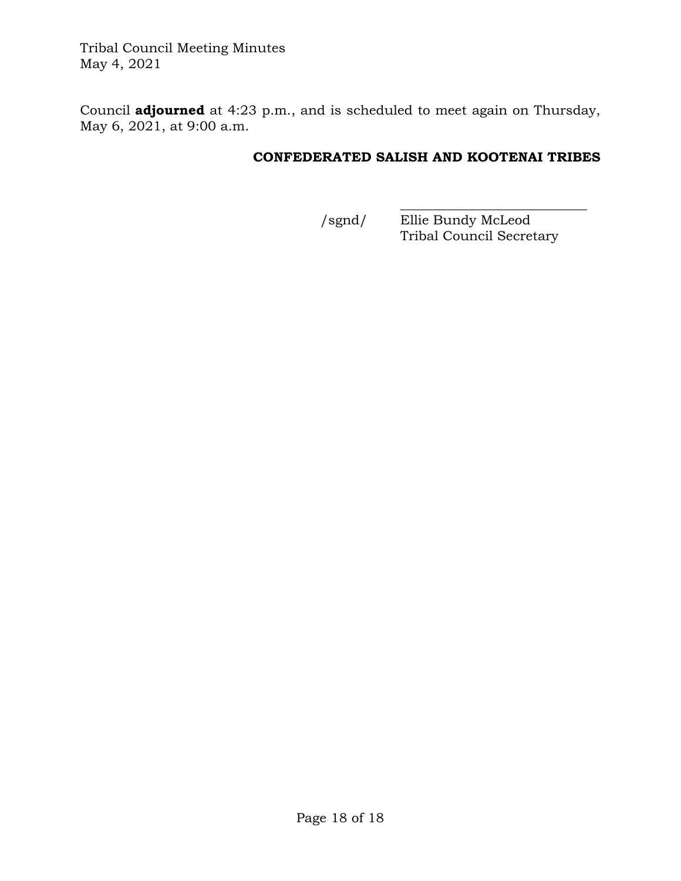Council **adjourned** at 4:23 p.m., and is scheduled to meet again on Thursday, May 6, 2021, at 9:00 a.m.

**CONFEDERATED SALISH AND KOOTENAI TRIBES**

\_\_\_\_\_\_\_\_\_\_\_\_\_\_\_\_\_\_\_\_\_\_\_\_\_\_\_\_

/sgnd/ Ellie Bundy McLeod
Tribal Council Secretary